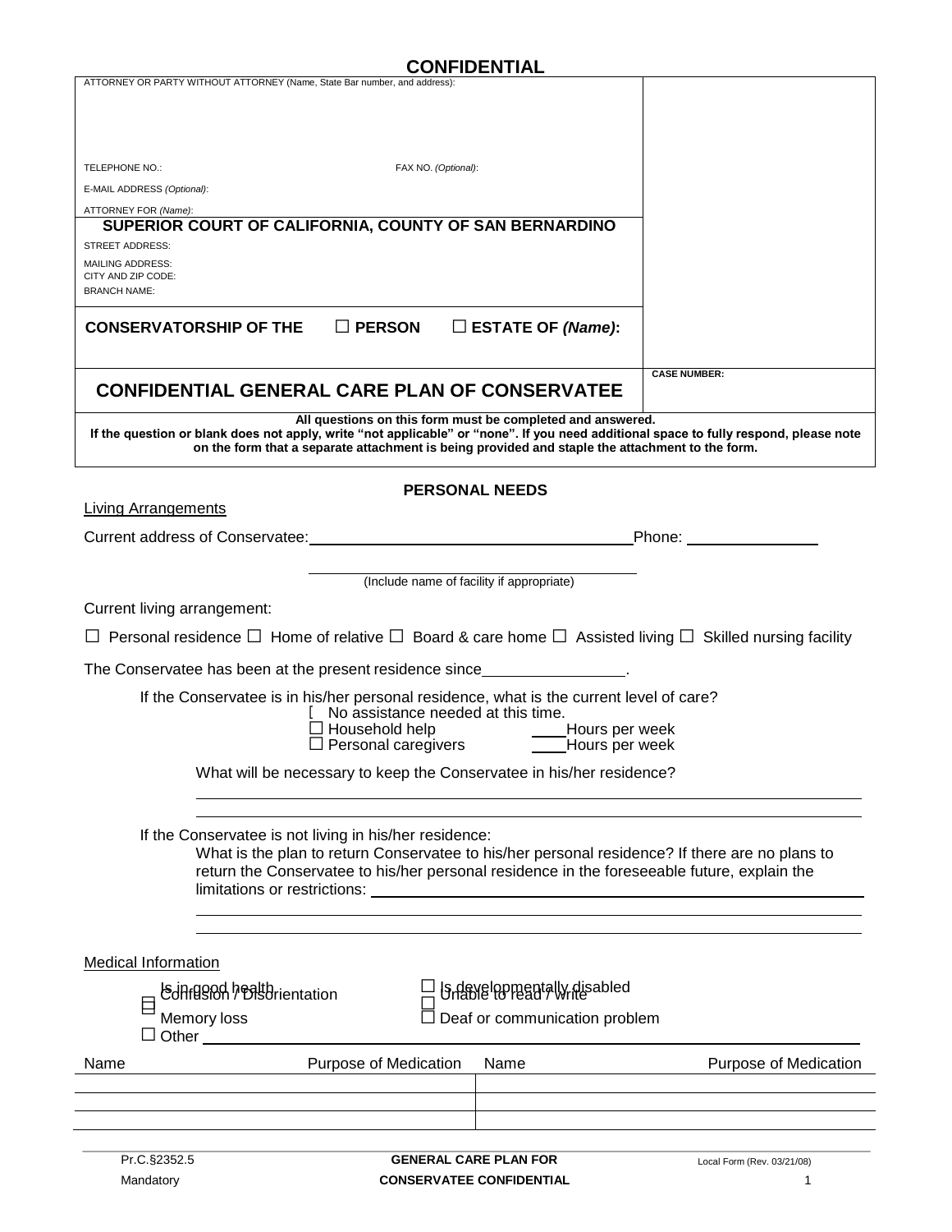**CONFIDENTIAL**

ATTORNEY OR PARTY WITHOUT ATTORNEY (Name, State Bar number, and address):

TELEPHONE NO.: FAX NO. *(Optional)*:

E-MAIL ADDRESS *(Optional)*:

ATTORNEY FOR *(Name)*:

**SUPERIOR COURT OF CALIFORNIA, COUNTY OF SAN BERNARDINO**

STREET ADDRESS:

MAILING ADDRESS:

CITY AND ZIP CODE:

BRANCH NAME:

**CONSERVATORSHIP OF THE ☐ PERSON ☐ ESTATE OF *(Name)*:**

**CASE NUMBER:**

# CONFIDENTIAL GENERAL CARE PLAN OF CONSERVATEE

**All questions on this form must be completed and answered.**
**If the question or blank does not apply, write "not applicable" or "none". If you need additional space to fully respond, please note on the form that a separate attachment is being provided and staple the attachment to the form.**

## PERSONAL NEEDS

Living Arrangements

Current address of Conservatee: ______________________ Phone: ______________

______________________
(Include name of facility if appropriate)

Current living arrangement:

☐ Personal residence ☐ Home of relative ☐ Board & care home ☐ Assisted living ☐ Skilled nursing facility

The Conservatee has been at the present residence since________________.

If the Conservatee is in his/her personal residence, what is the current level of care?

[ No assistance needed at this time.
☐ Household help ____Hours per week
☐ Personal caregivers ____Hours per week

What will be necessary to keep the Conservatee in his/her residence?

______________________

______________________

If the Conservatee is not living in his/her residence:

What is the plan to return Conservatee to his/her personal residence? If there are no plans to return the Conservatee to his/her personal residence in the foreseeable future, explain the limitations or restrictions: ______________________

______________________

______________________

Medical Information

☐ Is in good health ☐ Is developmentally disabled
☐ Confusion / Disorientation ☐ Unable to read / write
☐ Memory loss ☐ Deaf or communication problem
☐ Other ______________________

| Name | Purpose of Medication | Name | Purpose of Medication |
|---|---|---|---|
| | | | |
| | | | |
| | | | |

Pr.C.§2352.5
Mandatory

**GENERAL CARE PLAN FOR CONSERVATEE CONFIDENTIAL**

Local Form (Rev. 03/21/08)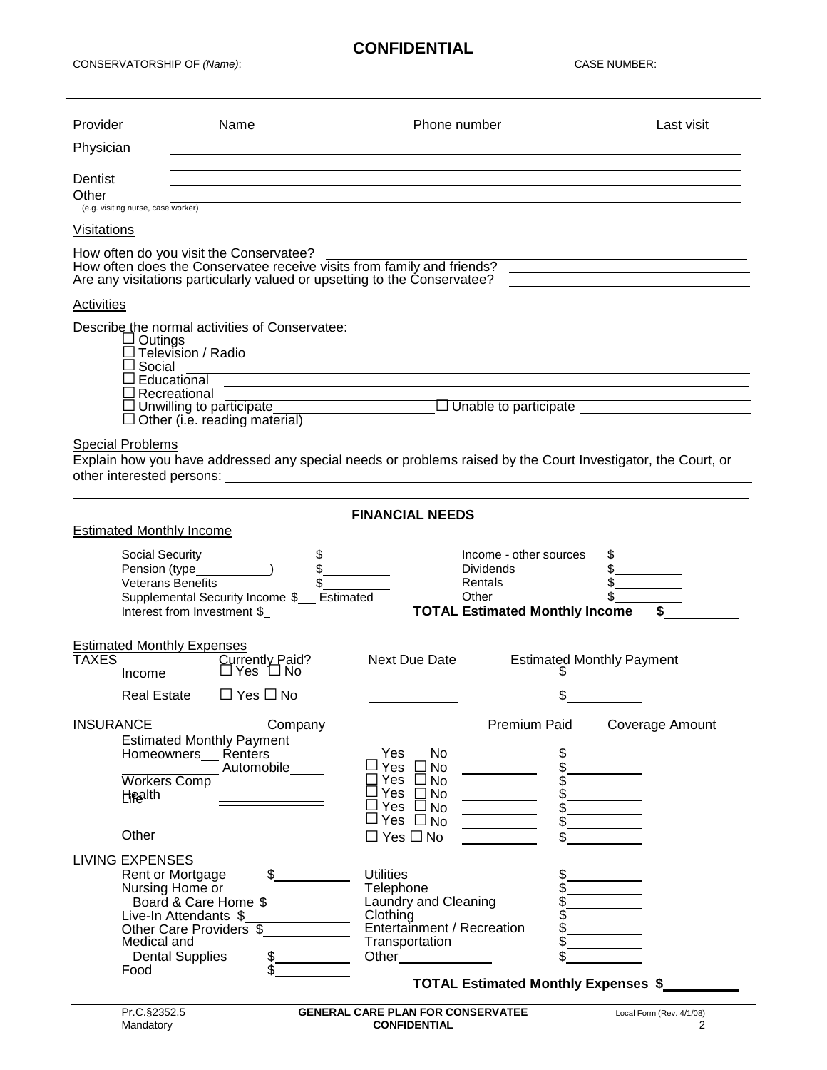# CONFIDENTIAL

| CONSERVATORSHIP OF *(Name)*: | CASE NUMBER: |
|---|---|
| | |

| Provider | Name | Phone number | Last visit |
|---|---|---|---|
| Physician | | | |
| | | | |
| Dentist | | | |
| Other (e.g. visiting nurse, case worker) | | | |

## Visitations

How often do you visit the Conservatee? ______________________________

How often does the Conservatee receive visits from family and friends? ______________________________

Are any visitations particularly valued or upsetting to the Conservatee? ______________________________

## Activities

Describe the normal activities of Conservatee:

- ☐ Outings ______________________________
- ☐ Television / Radio ______________________________
- ☐ Social ______________________________
- ☐ Educational ______________________________
- ☐ Recreational ______________________________
- ☐ Unwilling to participate ______________ ☐ Unable to participate ______________
- ☐ Other (i.e. reading material) ______________________________

## Special Problems

Explain how you have addressed any special needs or problems raised by the Court Investigator, the Court, or other interested persons: ______________________________

______________________________________________________________

## FINANCIAL NEEDS

### Estimated Monthly Income

| | | | |
|---|---|---|---|
| Social Security | $______ | Income - other sources | $______ |
| Pension (type__________) | $______ | Dividends | $______ |
| Veterans Benefits | $______ | Rentals | $______ |
| Supplemental Security Income $___ Estimated | | Other | $______ |
| Interest from Investment $_ | | **TOTAL Estimated Monthly Income** | **$______** |

### Estimated Monthly Expenses

| TAXES | Currently Paid? | Next Due Date | Estimated Monthly Payment |
|---|---|---|---|
| Income | ☐ Yes ☐ No | ______ | $______ |
| Real Estate | ☐ Yes ☐ No | ______ | $______ |

| INSURANCE | Company | | Premium Paid | Coverage Amount |
|---|---|---|---|---|
| Estimated Monthly Payment | | | | |
| Homeowners___ Renters | | Yes No | ______ | $______ |
| ______ Automobile | ______ | ☐ Yes ☐ No | ______ | $______ |
| Workers Comp | ______ | ☐ Yes ☐ No | ______ | $______ |
| Health | ______ | ☐ Yes ☐ No | ______ | $______ |
| Life | ______ | ☐ Yes ☐ No | ______ | $______ |
| | | ☐ Yes ☐ No | ______ | $______ |
| Other | ______ | ☐ Yes ☐ No | ______ | $______ |

### LIVING EXPENSES

| | | | |
|---|---|---|---|
| Rent or Mortgage | $______ | Utilities | $______ |
| Nursing Home or Board & Care Home | $______ | Telephone | $______ |
| Live-In Attendants | $______ | Laundry and Cleaning | $______ |
| Other Care Providers | $______ | Clothing | $______ |
| Medical and Dental Supplies | $______ | Entertainment / Recreation | $______ |
| Food | $______ | Transportation | $______ |
| | | Other______ | $______ |

**TOTAL Estimated Monthly Expenses $______**

Pr.C.§2352.5 Mandatory — **GENERAL CARE PLAN FOR CONSERVATEE — CONFIDENTIAL** — Local Form (Rev. 4/1/08)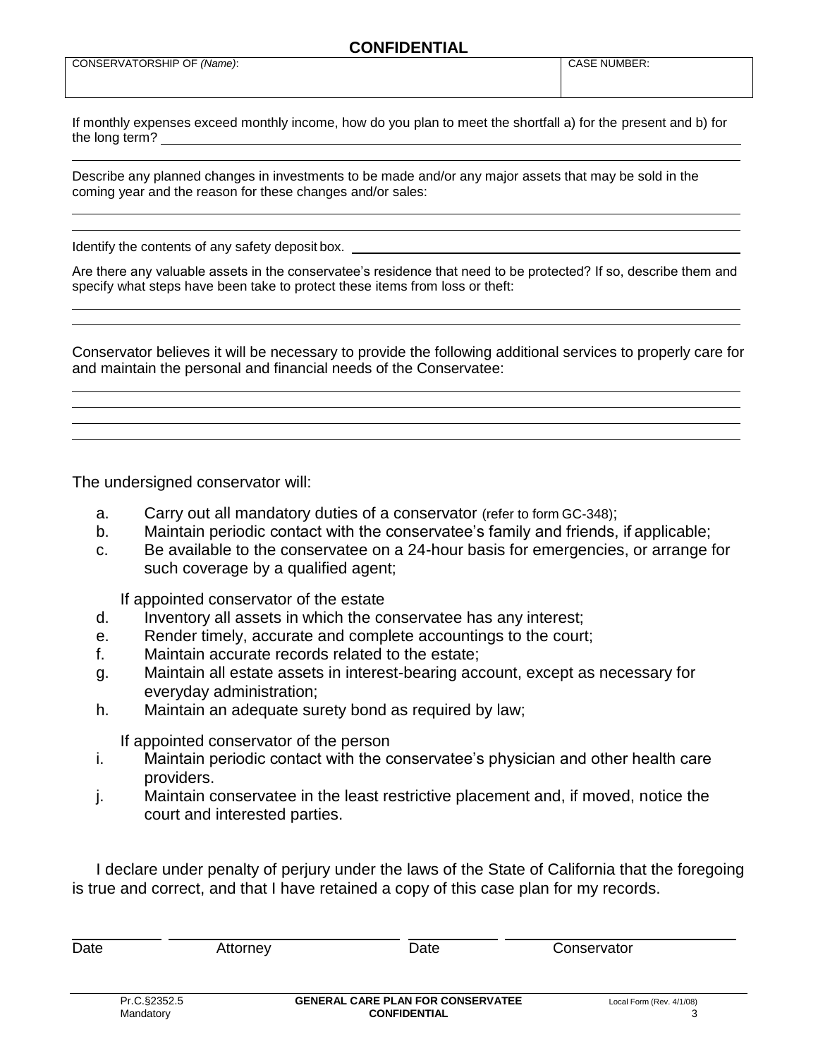**CONFIDENTIAL**

| CONSERVATORSHIP OF *(Name)*: | CASE NUMBER: |
| --- | --- |
| | |

If monthly expenses exceed monthly income, how do you plan to meet the shortfall a) for the present and b) for the long term? \_\_\_\_\_\_\_\_\_\_\_\_\_\_\_\_\_\_\_\_\_\_\_\_\_\_\_\_\_\_\_\_\_\_\_\_\_\_\_\_

Describe any planned changes in investments to be made and/or any major assets that may be sold in the coming year and the reason for these changes and/or sales:

Identify the contents of any safety deposit box. \_\_\_\_\_\_\_\_\_\_\_\_\_\_\_\_\_\_\_\_\_\_\_\_\_\_\_\_\_\_\_\_\_\_\_\_\_\_\_\_

Are there any valuable assets in the conservatee's residence that need to be protected? If so, describe them and specify what steps have been take to protect these items from loss or theft:

Conservator believes it will be necessary to provide the following additional services to properly care for and maintain the personal and financial needs of the Conservatee:

The undersigned conservator will:

a. Carry out all mandatory duties of a conservator (refer to form GC-348);
b. Maintain periodic contact with the conservatee's family and friends, if applicable;
c. Be available to the conservatee on a 24-hour basis for emergencies, or arrange for such coverage by a qualified agent;

If appointed conservator of the estate

d. Inventory all assets in which the conservatee has any interest;
e. Render timely, accurate and complete accountings to the court;
f. Maintain accurate records related to the estate;
g. Maintain all estate assets in interest-bearing account, except as necessary for everyday administration;
h. Maintain an adequate surety bond as required by law;

If appointed conservator of the person

i. Maintain periodic contact with the conservatee's physician and other health care providers.
j. Maintain conservatee in the least restrictive placement and, if moved, notice the court and interested parties.

I declare under penalty of perjury under the laws of the State of California that the foregoing is true and correct, and that I have retained a copy of this case plan for my records.

| Date | Attorney | Date | Conservator |
| --- | --- | --- | --- |

Pr.C.§2352.5
Mandatory

**GENERAL CARE PLAN FOR CONSERVATEE**
**CONFIDENTIAL**

Local Form (Rev. 4/1/08)